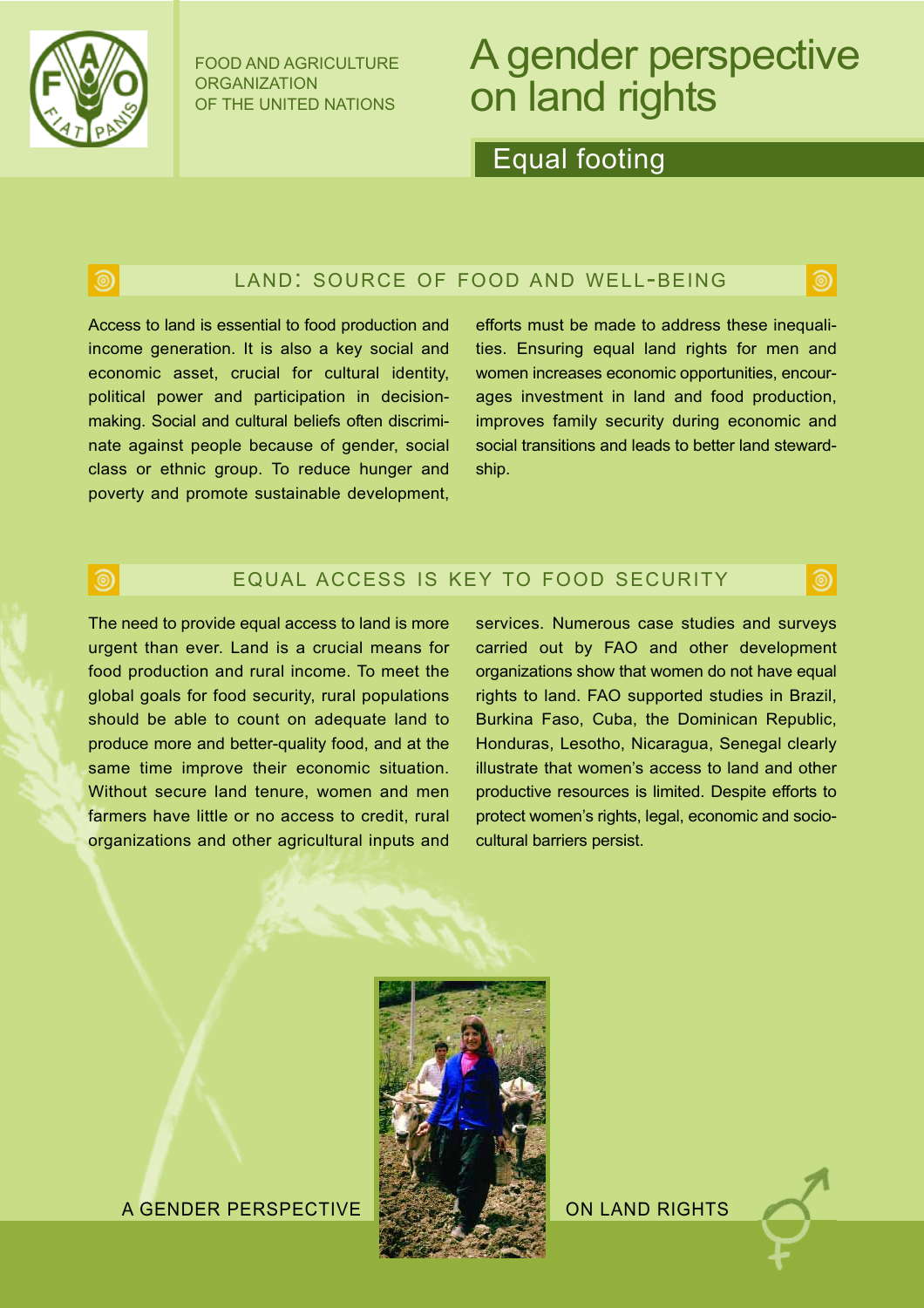FOOD AND AGRICULTURE ORGANIZATION OF THE UNITED NATIONS

# A gender perspective on land rights

## Equal footing

### LAND: SOURCE OF FOOD AND WELL-BEING

Access to land is essential to food production and income generation. It is also a key social and economic asset, crucial for cultural identity, political power and participation in decision-making. Social and cultural beliefs often discriminate against people because of gender, social class or ethnic group. To reduce hunger and poverty and promote sustainable development, efforts must be made to address these inequalities. Ensuring equal land rights for men and women increases economic opportunities, encourages investment in land and food production, improves family security during economic and social transitions and leads to better land stewardship.

### EQUAL ACCESS IS KEY TO FOOD SECURITY

The need to provide equal access to land is more urgent than ever. Land is a crucial means for food production and rural income. To meet the global goals for food security, rural populations should be able to count on adequate land to produce more and better-quality food, and at the same time improve their economic situation. Without secure land tenure, women and men farmers have little or no access to credit, rural organizations and other agricultural inputs and services. Numerous case studies and surveys carried out by FAO and other development organizations show that women do not have equal rights to land. FAO supported studies in Brazil, Burkina Faso, Cuba, the Dominican Republic, Honduras, Lesotho, Nicaragua, Senegal clearly illustrate that women's access to land and other productive resources is limited. Despite efforts to protect women's rights, legal, economic and socio-cultural barriers persist.

A GENDER PERSPECTIVE ON LAND RIGHTS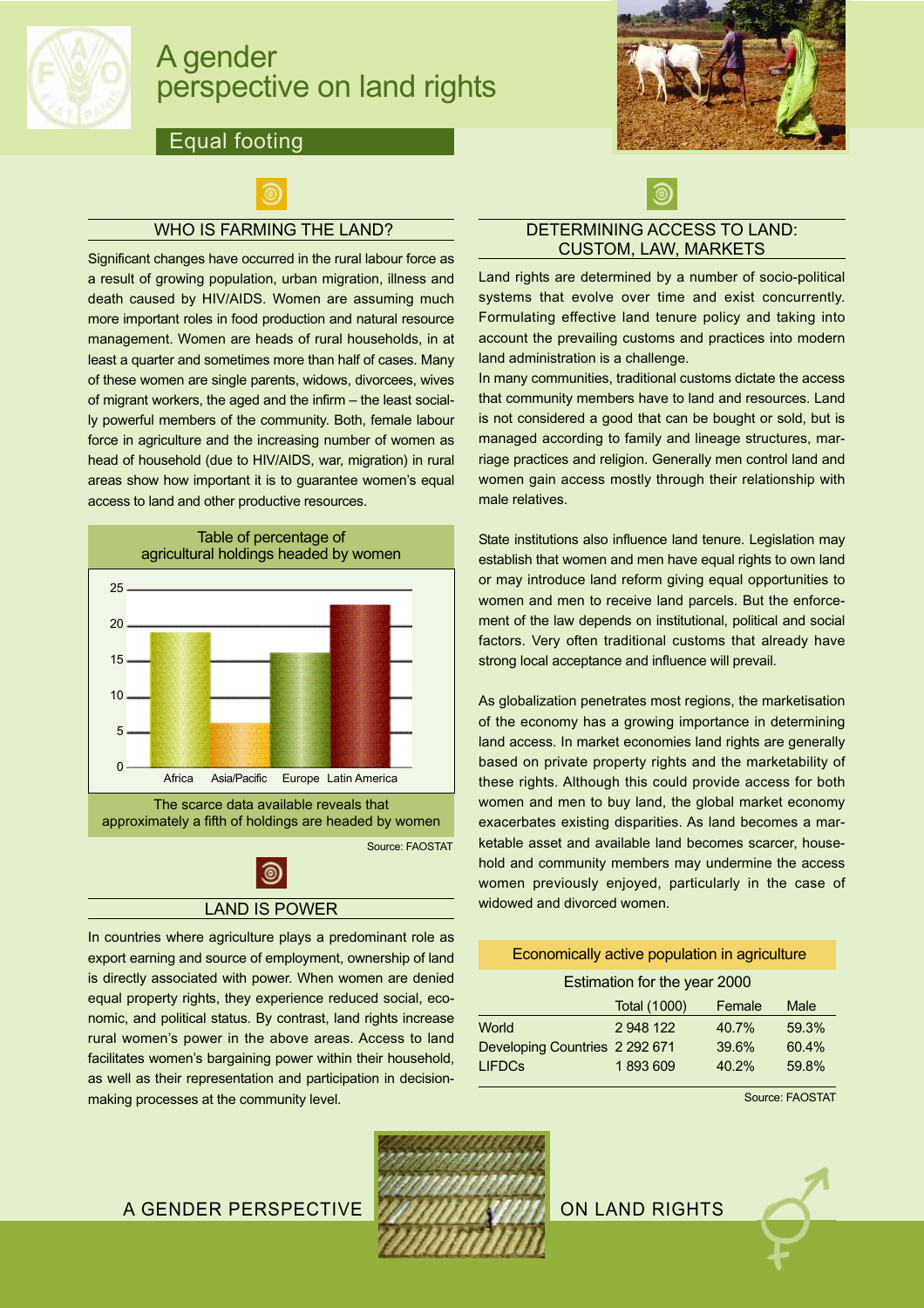# A gender perspective on land rights

## Equal footing

### WHO IS FARMING THE LAND?

Significant changes have occurred in the rural labour force as a result of growing population, urban migration, illness and death caused by HIV/AIDS. Women are assuming much more important roles in food production and natural resource management. Women are heads of rural households, in at least a quarter and sometimes more than half of cases. Many of these women are single parents, widows, divorcees, wives of migrant workers, the aged and the infirm – the least socially powerful members of the community. Both, female labour force in agriculture and the increasing number of women as head of household (due to HIV/AIDS, war, migration) in rural areas show how important it is to guarantee women's equal access to land and other productive resources.

Table of percentage of agricultural holdings headed by women

| Region | % (approx.) |
|---|---|
| Africa | 19 |
| Asia/Pacific | 6 |
| Europe | 16 |
| Latin America | 23 |

The scarce data available reveals that approximately a fifth of holdings are headed by women

Source: FAOSTAT

### LAND IS POWER

In countries where agriculture plays a predominant role as export earning and source of employment, ownership of land is directly associated with power. When women are denied equal property rights, they experience reduced social, economic, and political status. By contrast, land rights increase rural women's power in the above areas. Access to land facilitates women's bargaining power within their household, as well as their representation and participation in decision-making processes at the community level.

### DETERMINING ACCESS TO LAND: CUSTOM, LAW, MARKETS

Land rights are determined by a number of socio-political systems that evolve over time and exist concurrently. Formulating effective land tenure policy and taking into account the prevailing customs and practices into modern land administration is a challenge.

In many communities, traditional customs dictate the access that community members have to land and resources. Land is not considered a good that can be bought or sold, but is managed according to family and lineage structures, marriage practices and religion. Generally men control land and women gain access mostly through their relationship with male relatives.

State institutions also influence land tenure. Legislation may establish that women and men have equal rights to own land or may introduce land reform giving equal opportunities to women and men to receive land parcels. But the enforcement of the law depends on institutional, political and social factors. Very often traditional customs that already have strong local acceptance and influence will prevail.

As globalization penetrates most regions, the marketisation of the economy has a growing importance in determining land access. In market economies land rights are generally based on private property rights and the marketability of these rights. Although this could provide access for both women and men to buy land, the global market economy exacerbates existing disparities. As land becomes a marketable asset and available land becomes scarcer, household and community members may undermine the access women previously enjoyed, particularly in the case of widowed and divorced women.

**Economically active population in agriculture**

Estimation for the year 2000

| | Total (1000) | Female | Male |
|---|---|---|---|
| World | 2 948 122 | 40.7% | 59.3% |
| Developing Countries | 2 292 671 | 39.6% | 60.4% |
| LIFDCs | 1 893 609 | 40.2% | 59.8% |

Source: FAOSTAT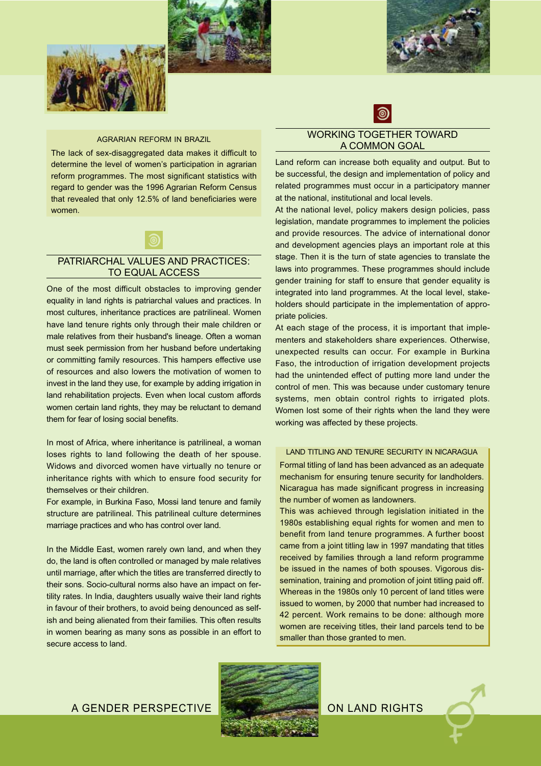### AGRARIAN REFORM IN BRAZIL

The lack of sex-disaggregated data makes it difficult to determine the level of women's participation in agrarian reform programmes. The most significant statistics with regard to gender was the 1996 Agrarian Reform Census that revealed that only 12.5% of land beneficiaries were women.

## PATRIARCHAL VALUES AND PRACTICES: TO EQUAL ACCESS

One of the most difficult obstacles to improving gender equality in land rights is patriarchal values and practices. In most cultures, inheritance practices are patrilineal. Women have land tenure rights only through their male children or male relatives from their husband's lineage. Often a woman must seek permission from her husband before undertaking or committing family resources. This hampers effective use of resources and also lowers the motivation of women to invest in the land they use, for example by adding irrigation in land rehabilitation projects. Even when local custom affords women certain land rights, they may be reluctant to demand them for fear of losing social benefits.

In most of Africa, where inheritance is patrilineal, a woman loses rights to land following the death of her spouse. Widows and divorced women have virtually no tenure or inheritance rights with which to ensure food security for themselves or their children.

For example, in Burkina Faso, Mossi land tenure and family structure are patrilineal. This patrilineal culture determines marriage practices and who has control over land.

In the Middle East, women rarely own land, and when they do, the land is often controlled or managed by male relatives until marriage, after which the titles are transferred directly to their sons. Socio-cultural norms also have an impact on fertility rates. In India, daughters usually waive their land rights in favour of their brothers, to avoid being denounced as selfish and being alienated from their families. This often results in women bearing as many sons as possible in an effort to secure access to land.

## WORKING TOGETHER TOWARD A COMMON GOAL

Land reform can increase both equality and output. But to be successful, the design and implementation of policy and related programmes must occur in a participatory manner at the national, institutional and local levels.

At the national level, policy makers design policies, pass legislation, mandate programmes to implement the policies and provide resources. The advice of international donor and development agencies plays an important role at this stage. Then it is the turn of state agencies to translate the laws into programmes. These programmes should include gender training for staff to ensure that gender equality is integrated into land programmes. At the local level, stakeholders should participate in the implementation of appropriate policies.

At each stage of the process, it is important that implementers and stakeholders share experiences. Otherwise, unexpected results can occur. For example in Burkina Faso, the introduction of irrigation development projects had the unintended effect of putting more land under the control of men. This was because under customary tenure systems, men obtain control rights to irrigated plots. Women lost some of their rights when the land they were working was affected by these projects.

### LAND TITLING AND TENURE SECURITY IN NICARAGUA

Formal titling of land has been advanced as an adequate mechanism for ensuring tenure security for landholders. Nicaragua has made significant progress in increasing the number of women as landowners.

This was achieved through legislation initiated in the 1980s establishing equal rights for women and men to benefit from land tenure programmes. A further boost came from a joint titling law in 1997 mandating that titles received by families through a land reform programme be issued in the names of both spouses. Vigorous dissemination, training and promotion of joint titling paid off. Whereas in the 1980s only 10 percent of land titles were issued to women, by 2000 that number had increased to 42 percent. Work remains to be done: although more women are receiving titles, their land parcels tend to be smaller than those granted to men.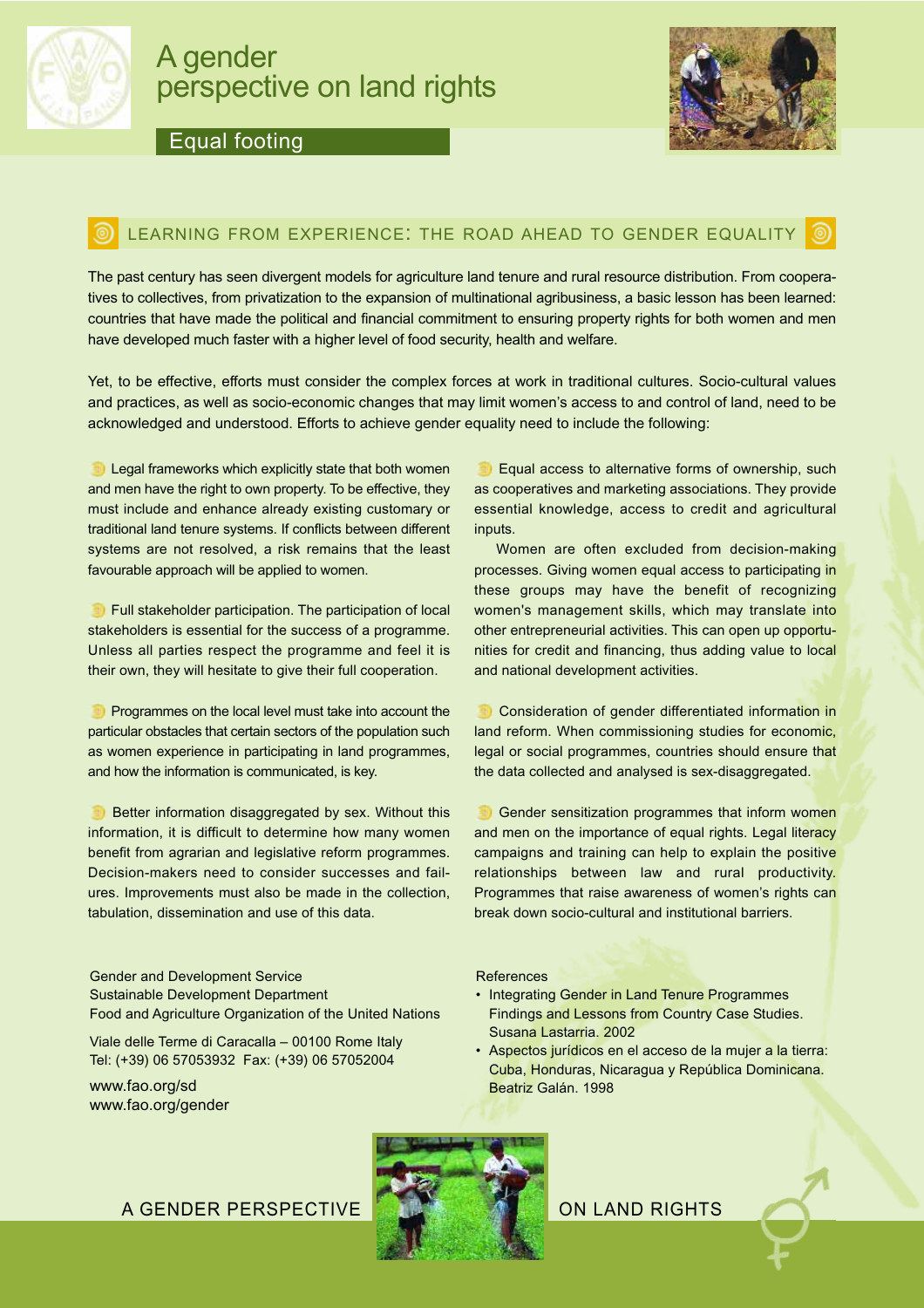# A gender perspective on land rights

## Equal footing

### LEARNING FROM EXPERIENCE: THE ROAD AHEAD TO GENDER EQUALITY

The past century has seen divergent models for agriculture land tenure and rural resource distribution. From cooperatives to collectives, from privatization to the expansion of multinational agribusiness, a basic lesson has been learned: countries that have made the political and financial commitment to ensuring property rights for both women and men have developed much faster with a higher level of food security, health and welfare.

Yet, to be effective, efforts must consider the complex forces at work in traditional cultures. Socio-cultural values and practices, as well as socio-economic changes that may limit women's access to and control of land, need to be acknowledged and understood. Efforts to achieve gender equality need to include the following:

- Legal frameworks which explicitly state that both women and men have the right to own property. To be effective, they must include and enhance already existing customary or traditional land tenure systems. If conflicts between different systems are not resolved, a risk remains that the least favourable approach will be applied to women.

- Full stakeholder participation. The participation of local stakeholders is essential for the success of a programme. Unless all parties respect the programme and feel it is their own, they will hesitate to give their full cooperation.

- Programmes on the local level must take into account the particular obstacles that certain sectors of the population such as women experience in participating in land programmes, and how the information is communicated, is key.

- Better information disaggregated by sex. Without this information, it is difficult to determine how many women benefit from agrarian and legislative reform programmes. Decision-makers need to consider successes and failures. Improvements must also be made in the collection, tabulation, dissemination and use of this data.

- Equal access to alternative forms of ownership, such as cooperatives and marketing associations. They provide essential knowledge, access to credit and agricultural inputs.

  Women are often excluded from decision-making processes. Giving women equal access to participating in these groups may have the benefit of recognizing women's management skills, which may translate into other entrepreneurial activities. This can open up opportunities for credit and financing, thus adding value to local and national development activities.

- Consideration of gender differentiated information in land reform. When commissioning studies for economic, legal or social programmes, countries should ensure that the data collected and analysed is sex-disaggregated.

- Gender sensitization programmes that inform women and men on the importance of equal rights. Legal literacy campaigns and training can help to explain the positive relationships between law and rural productivity. Programmes that raise awareness of women's rights can break down socio-cultural and institutional barriers.

Gender and Development Service
Sustainable Development Department
Food and Agriculture Organization of the United Nations

Viale delle Terme di Caracalla – 00100 Rome Italy
Tel: (+39) 06 57053932 Fax: (+39) 06 57052004

www.fao.org/sd
www.fao.org/gender

References

- Integrating Gender in Land Tenure Programmes Findings and Lessons from Country Case Studies. Susana Lastarria. 2002
- Aspectos jurídicos en el acceso de la mujer a la tierra: Cuba, Honduras, Nicaragua y República Dominicana. Beatriz Galán. 1998

A GENDER PERSPECTIVE ON LAND RIGHTS